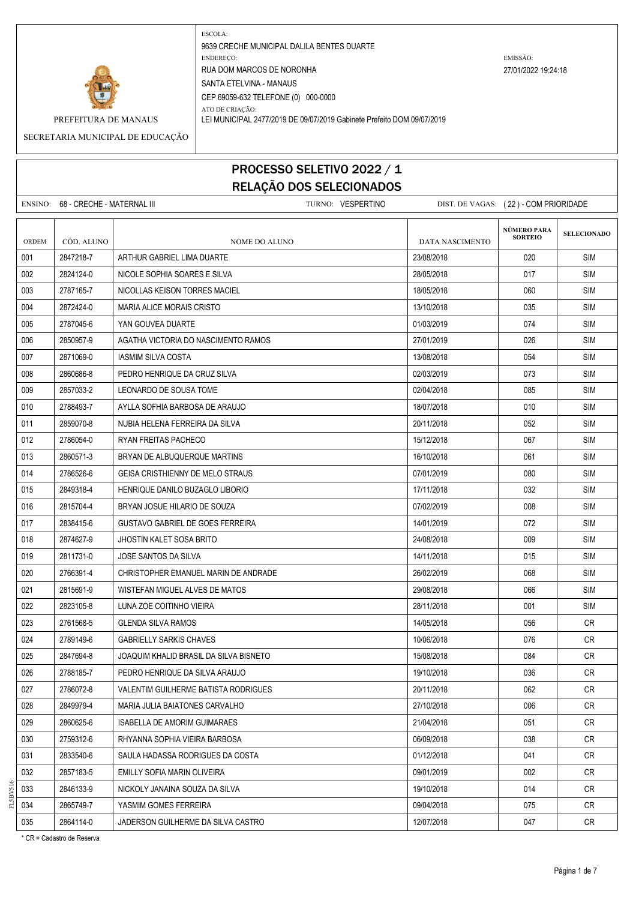PREFEITURA DE MANAUS

SECRETARIA MUNICIPAL DE EDUCAÇÃO

ESCOLA:
9639 CRECHE MUNICIPAL DALILA BENTES DUARTE

ENDEREÇO:
RUA DOM MARCOS DE NORONHA
SANTA ETELVINA - MANAUS
CEP 69059-632 TELEFONE (0) 000-0000

ATO DE CRIAÇÃO:
LEI MUNICIPAL 2477/2019 DE 09/07/2019 Gabinete Prefeito DOM 09/07/2019

EMISSÃO:
27/01/2022 19:24:18

# PROCESSO SELETIVO 2022 / 1
## RELAÇÃO DOS SELECIONADOS

ENSINO: 68 - CRECHE - MATERNAL III    TURNO: VESPERTINO    DIST. DE VAGAS: ( 22 ) - COM PRIORIDADE

| ORDEM | CÓD. ALUNO | NOME DO ALUNO | DATA NASCIMENTO | NÚMERO PARA SORTEIO | SELECIONADO |
|---|---|---|---|---|---|
| 001 | 2847218-7 | ARTHUR GABRIEL LIMA DUARTE | 23/08/2018 | 020 | SIM |
| 002 | 2824124-0 | NICOLE SOPHIA SOARES E SILVA | 28/05/2018 | 017 | SIM |
| 003 | 2787165-7 | NICOLLAS KEISON TORRES MACIEL | 18/05/2018 | 060 | SIM |
| 004 | 2872424-0 | MARIA ALICE MORAIS CRISTO | 13/10/2018 | 035 | SIM |
| 005 | 2787045-6 | YAN GOUVEA DUARTE | 01/03/2019 | 074 | SIM |
| 006 | 2850957-9 | AGATHA VICTORIA DO NASCIMENTO RAMOS | 27/01/2019 | 026 | SIM |
| 007 | 2871069-0 | IASMIM SILVA COSTA | 13/08/2018 | 054 | SIM |
| 008 | 2860686-8 | PEDRO HENRIQUE DA CRUZ SILVA | 02/03/2019 | 073 | SIM |
| 009 | 2857033-2 | LEONARDO DE SOUSA TOME | 02/04/2018 | 085 | SIM |
| 010 | 2788493-7 | AYLLA SOFHIA BARBOSA DE ARAUJO | 18/07/2018 | 010 | SIM |
| 011 | 2859070-8 | NUBIA HELENA FERREIRA DA SILVA | 20/11/2018 | 052 | SIM |
| 012 | 2786054-0 | RYAN FREITAS PACHECO | 15/12/2018 | 067 | SIM |
| 013 | 2860571-3 | BRYAN DE ALBUQUERQUE MARTINS | 16/10/2018 | 061 | SIM |
| 014 | 2786526-6 | GEISA CRISTHIENNY DE MELO STRAUS | 07/01/2019 | 080 | SIM |
| 015 | 2849318-4 | HENRIQUE DANILO BUZAGLO LIBORIO | 17/11/2018 | 032 | SIM |
| 016 | 2815704-4 | BRYAN JOSUE HILARIO DE SOUZA | 07/02/2019 | 008 | SIM |
| 017 | 2838415-6 | GUSTAVO GABRIEL DE GOES FERREIRA | 14/01/2019 | 072 | SIM |
| 018 | 2874627-9 | JHOSTIN KALET SOSA BRITO | 24/08/2018 | 009 | SIM |
| 019 | 2811731-0 | JOSE SANTOS DA SILVA | 14/11/2018 | 015 | SIM |
| 020 | 2766391-4 | CHRISTOPHER EMANUEL MARIN DE ANDRADE | 26/02/2019 | 068 | SIM |
| 021 | 2815691-9 | WISTEFAN MIGUEL ALVES DE MATOS | 29/08/2018 | 066 | SIM |
| 022 | 2823105-8 | LUNA ZOE COITINHO VIEIRA | 28/11/2018 | 001 | SIM |
| 023 | 2761568-5 | GLENDA SILVA RAMOS | 14/05/2018 | 056 | CR |
| 024 | 2789149-6 | GABRIELLY SARKIS CHAVES | 10/06/2018 | 076 | CR |
| 025 | 2847694-8 | JOAQUIM KHALID BRASIL DA SILVA BISNETO | 15/08/2018 | 084 | CR |
| 026 | 2788185-7 | PEDRO HENRIQUE DA SILVA ARAUJO | 19/10/2018 | 036 | CR |
| 027 | 2786072-8 | VALENTIM GUILHERME BATISTA RODRIGUES | 20/11/2018 | 062 | CR |
| 028 | 2849979-4 | MARIA JULIA BAIATONES CARVALHO | 27/10/2018 | 006 | CR |
| 029 | 2860625-6 | ISABELLA DE AMORIM GUIMARAES | 21/04/2018 | 051 | CR |
| 030 | 2759312-6 | RHYANNA SOPHIA VIEIRA BARBOSA | 06/09/2018 | 038 | CR |
| 031 | 2833540-6 | SAULA HADASSA RODRIGUES DA COSTA | 01/12/2018 | 041 | CR |
| 032 | 2857183-5 | EMILLY SOFIA MARIN OLIVEIRA | 09/01/2019 | 002 | CR |
| 033 | 2846133-9 | NICKOLY JANAINA SOUZA DA SILVA | 19/10/2018 | 014 | CR |
| 034 | 2865749-7 | YASMIM GOMES FERREIRA | 09/04/2018 | 075 | CR |
| 035 | 2864114-0 | JADERSON GUILHERME DA SILVA CASTRO | 12/07/2018 | 047 | CR |

* CR = Cadastro de Reserva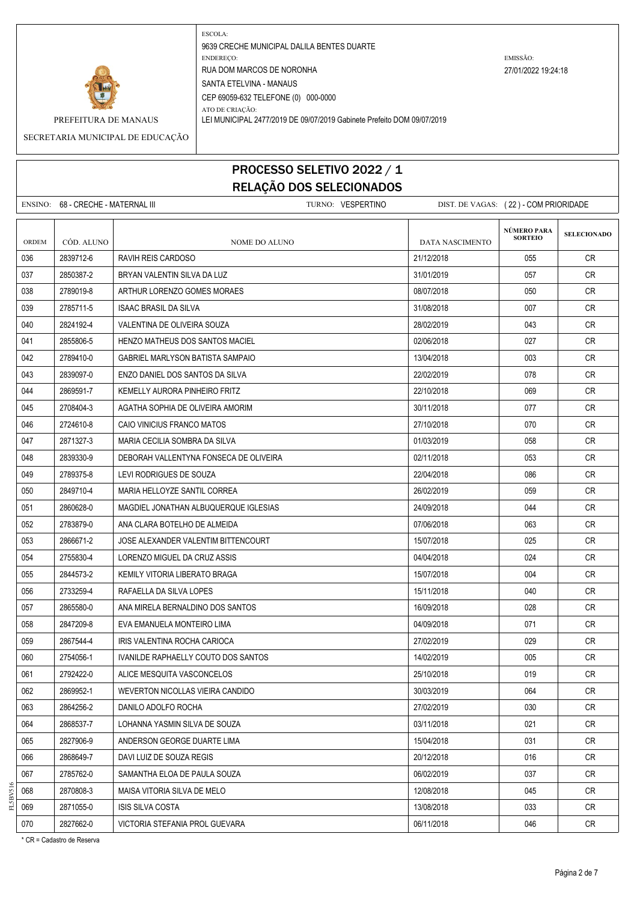PREFEITURA DE MANAUS

SECRETARIA MUNICIPAL DE EDUCAÇÃO

ESCOLA:
9639 CRECHE MUNICIPAL DALILA BENTES DUARTE

ENDEREÇO:
RUA DOM MARCOS DE NORONHA
SANTA ETELVINA - MANAUS
CEP 69059-632 TELEFONE (0) 000-0000

ATO DE CRIAÇÃO:
LEI MUNICIPAL 2477/2019 DE 09/07/2019 Gabinete Prefeito DOM 09/07/2019

EMISSÃO:
27/01/2022 19:24:18

# PROCESSO SELETIVO 2022 / 1
## RELAÇÃO DOS SELECIONADOS

ENSINO: 68 - CRECHE - MATERNAL III     TURNO: VESPERTINO     DIST. DE VAGAS: ( 22 ) - COM PRIORIDADE

| ORDEM | CÓD. ALUNO | NOME DO ALUNO | DATA NASCIMENTO | NÚMERO PARA SORTEIO | SELECIONADO |
|---|---|---|---|---|---|
| 036 | 2839712-6 | RAVIH REIS CARDOSO | 21/12/2018 | 055 | CR |
| 037 | 2850387-2 | BRYAN VALENTIN SILVA DA LUZ | 31/01/2019 | 057 | CR |
| 038 | 2789019-8 | ARTHUR LORENZO GOMES MORAES | 08/07/2018 | 050 | CR |
| 039 | 2785711-5 | ISAAC BRASIL DA SILVA | 31/08/2018 | 007 | CR |
| 040 | 2824192-4 | VALENTINA DE OLIVEIRA SOUZA | 28/02/2019 | 043 | CR |
| 041 | 2855806-5 | HENZO MATHEUS DOS SANTOS MACIEL | 02/06/2018 | 027 | CR |
| 042 | 2789410-0 | GABRIEL MARLYSON BATISTA SAMPAIO | 13/04/2018 | 003 | CR |
| 043 | 2839097-0 | ENZO DANIEL DOS SANTOS DA SILVA | 22/02/2019 | 078 | CR |
| 044 | 2869591-7 | KEMELLY AURORA PINHEIRO FRITZ | 22/10/2018 | 069 | CR |
| 045 | 2708404-3 | AGATHA SOPHIA DE OLIVEIRA AMORIM | 30/11/2018 | 077 | CR |
| 046 | 2724610-8 | CAIO VINICIUS FRANCO MATOS | 27/10/2018 | 070 | CR |
| 047 | 2871327-3 | MARIA CECILIA SOMBRA DA SILVA | 01/03/2019 | 058 | CR |
| 048 | 2839330-9 | DEBORAH VALLENTYNA FONSECA DE OLIVEIRA | 02/11/2018 | 053 | CR |
| 049 | 2789375-8 | LEVI RODRIGUES DE SOUZA | 22/04/2018 | 086 | CR |
| 050 | 2849710-4 | MARIA HELLOYZE SANTIL CORREA | 26/02/2019 | 059 | CR |
| 051 | 2860628-0 | MAGDIEL JONATHAN ALBUQUERQUE IGLESIAS | 24/09/2018 | 044 | CR |
| 052 | 2783879-0 | ANA CLARA BOTELHO DE ALMEIDA | 07/06/2018 | 063 | CR |
| 053 | 2866671-2 | JOSE ALEXANDER VALENTIM BITTENCOURT | 15/07/2018 | 025 | CR |
| 054 | 2755830-4 | LORENZO MIGUEL DA CRUZ ASSIS | 04/04/2018 | 024 | CR |
| 055 | 2844573-2 | KEMILY VITORIA LIBERATO BRAGA | 15/07/2018 | 004 | CR |
| 056 | 2733259-4 | RAFAELLA DA SILVA LOPES | 15/11/2018 | 040 | CR |
| 057 | 2865580-0 | ANA MIRELA BERNALDINO DOS SANTOS | 16/09/2018 | 028 | CR |
| 058 | 2847209-8 | EVA EMANUELA MONTEIRO LIMA | 04/09/2018 | 071 | CR |
| 059 | 2867544-4 | IRIS VALENTINA ROCHA CARIOCA | 27/02/2019 | 029 | CR |
| 060 | 2754056-1 | IVANILDE RAPHAELLY COUTO DOS SANTOS | 14/02/2019 | 005 | CR |
| 061 | 2792422-0 | ALICE MESQUITA VASCONCELOS | 25/10/2018 | 019 | CR |
| 062 | 2869952-1 | WEVERTON NICOLLAS VIEIRA CANDIDO | 30/03/2019 | 064 | CR |
| 063 | 2864256-2 | DANILO ADOLFO ROCHA | 27/02/2019 | 030 | CR |
| 064 | 2868537-7 | LOHANNA YASMIN SILVA DE SOUZA | 03/11/2018 | 021 | CR |
| 065 | 2827906-9 | ANDERSON GEORGE DUARTE LIMA | 15/04/2018 | 031 | CR |
| 066 | 2868649-7 | DAVI LUIZ DE SOUZA REGIS | 20/12/2018 | 016 | CR |
| 067 | 2785762-0 | SAMANTHA ELOA DE PAULA SOUZA | 06/02/2019 | 037 | CR |
| 068 | 2870808-3 | MAISA VITORIA SILVA DE MELO | 12/08/2018 | 045 | CR |
| 069 | 2871055-0 | ISIS SILVA COSTA | 13/08/2018 | 033 | CR |
| 070 | 2827662-0 | VICTORIA STEFANIA PROL GUEVARA | 06/11/2018 | 046 | CR |

* CR = Cadastro de Reserva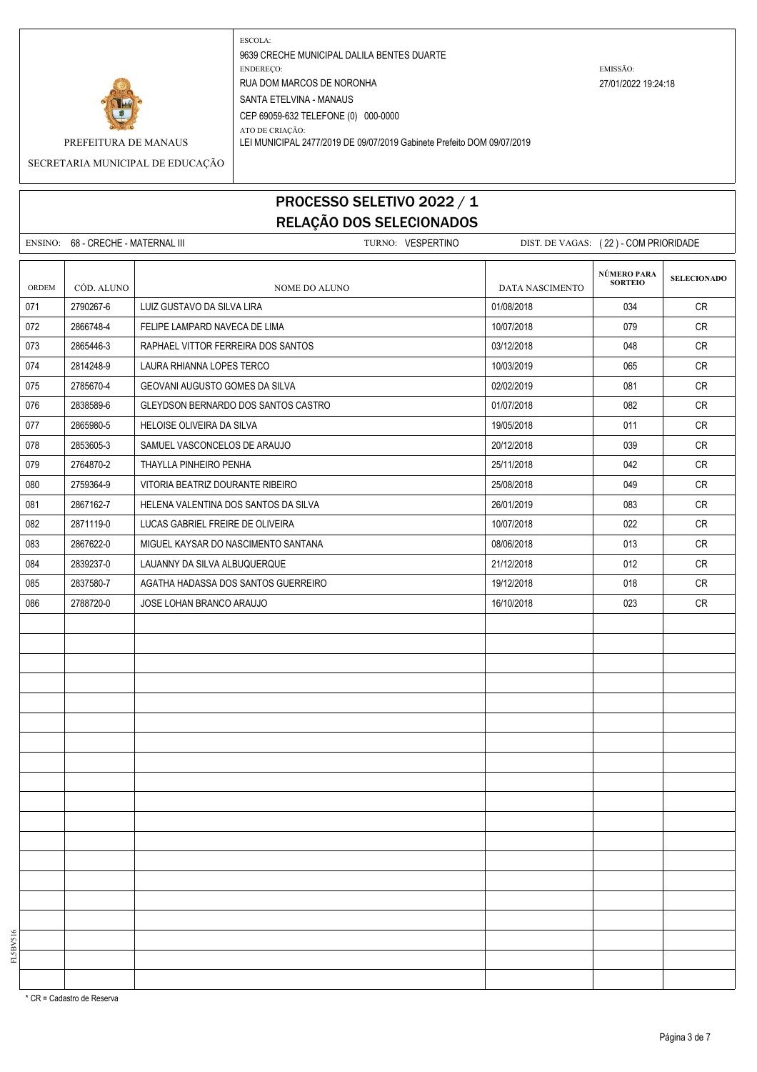PREFEITURA DE MANAUS

SECRETARIA MUNICIPAL DE EDUCAÇÃO

ESCOLA:
9639 CRECHE MUNICIPAL DALILA BENTES DUARTE
ENDEREÇO:
RUA DOM MARCOS DE NORONHA
SANTA ETELVINA - MANAUS
CEP 69059-632 TELEFONE (0) 000-0000
ATO DE CRIAÇÃO:
LEI MUNICIPAL 2477/2019 DE 09/07/2019 Gabinete Prefeito DOM 09/07/2019

EMISSÃO:
27/01/2022 19:24:18

# PROCESSO SELETIVO 2022 / 1
## RELAÇÃO DOS SELECIONADOS

ENSINO: 68 - CRECHE - MATERNAL III | TURNO: VESPERTINO | DIST. DE VAGAS: ( 22 ) - COM PRIORIDADE

| ORDEM | CÓD. ALUNO | NOME DO ALUNO | DATA NASCIMENTO | NÚMERO PARA SORTEIO | SELECIONADO |
|---|---|---|---|---|---|
| 071 | 2790267-6 | LUIZ GUSTAVO DA SILVA LIRA | 01/08/2018 | 034 | CR |
| 072 | 2866748-4 | FELIPE LAMPARD NAVECA DE LIMA | 10/07/2018 | 079 | CR |
| 073 | 2865446-3 | RAPHAEL VITTOR FERREIRA DOS SANTOS | 03/12/2018 | 048 | CR |
| 074 | 2814248-9 | LAURA RHIANNA LOPES TERCO | 10/03/2019 | 065 | CR |
| 075 | 2785670-4 | GEOVANI AUGUSTO GOMES DA SILVA | 02/02/2019 | 081 | CR |
| 076 | 2838589-6 | GLEYDSON BERNARDO DOS SANTOS CASTRO | 01/07/2018 | 082 | CR |
| 077 | 2865980-5 | HELOISE OLIVEIRA DA SILVA | 19/05/2018 | 011 | CR |
| 078 | 2853605-3 | SAMUEL VASCONCELOS DE ARAUJO | 20/12/2018 | 039 | CR |
| 079 | 2764870-2 | THAYLLA PINHEIRO PENHA | 25/11/2018 | 042 | CR |
| 080 | 2759364-9 | VITORIA BEATRIZ DOURANTE RIBEIRO | 25/08/2018 | 049 | CR |
| 081 | 2867162-7 | HELENA VALENTINA DOS SANTOS DA SILVA | 26/01/2019 | 083 | CR |
| 082 | 2871119-0 | LUCAS GABRIEL FREIRE DE OLIVEIRA | 10/07/2018 | 022 | CR |
| 083 | 2867622-0 | MIGUEL KAYSAR DO NASCIMENTO SANTANA | 08/06/2018 | 013 | CR |
| 084 | 2839237-0 | LAUANNY DA SILVA ALBUQUERQUE | 21/12/2018 | 012 | CR |
| 085 | 2837580-7 | AGATHA HADASSA DOS SANTOS GUERREIRO | 19/12/2018 | 018 | CR |
| 086 | 2788720-0 | JOSE LOHAN BRANCO ARAUJO | 16/10/2018 | 023 | CR |

\* CR = Cadastro de Reserva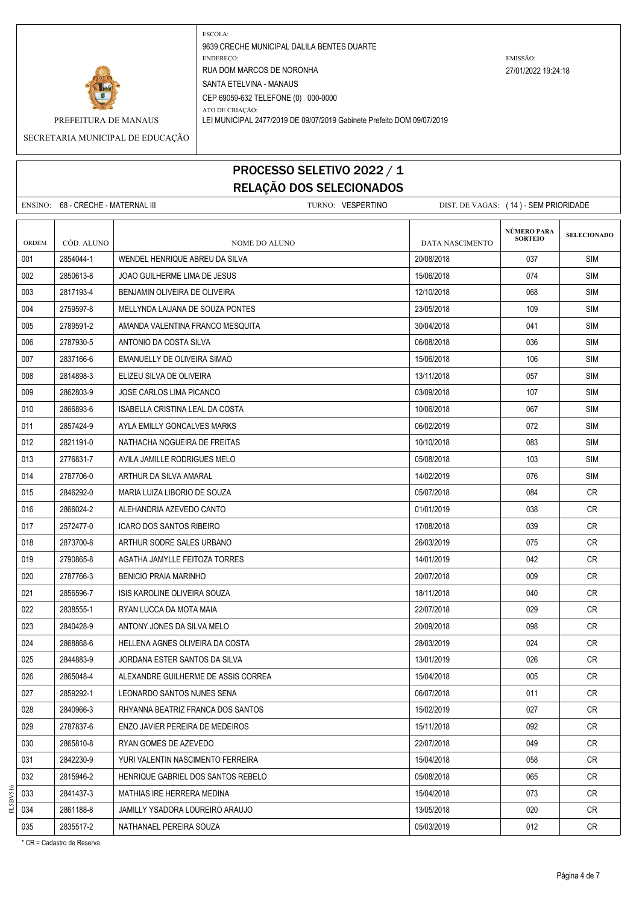PREFEITURA DE MANAUS

SECRETARIA MUNICIPAL DE EDUCAÇÃO

ESCOLA:
9639 CRECHE MUNICIPAL DALILA BENTES DUARTE
ENDEREÇO:
RUA DOM MARCOS DE NORONHA
SANTA ETELVINA - MANAUS
CEP 69059-632 TELEFONE (0) 000-0000
ATO DE CRIAÇÃO:
LEI MUNICIPAL 2477/2019 DE 09/07/2019 Gabinete Prefeito DOM 09/07/2019

EMISSÃO:
27/01/2022 19:24:18

# PROCESSO SELETIVO 2022 / 1
## RELAÇÃO DOS SELECIONADOS

ENSINO: 68 - CRECHE - MATERNAL III TURNO: VESPERTINO DIST. DE VAGAS: ( 14 ) - SEM PRIORIDADE

| ORDEM | CÓD. ALUNO | NOME DO ALUNO | DATA NASCIMENTO | NÚMERO PARA SORTEIO | SELECIONADO |
|---|---|---|---|---|---|
| 001 | 2854044-1 | WENDEL HENRIQUE ABREU DA SILVA | 20/08/2018 | 037 | SIM |
| 002 | 2850613-8 | JOAO GUILHERME LIMA DE JESUS | 15/06/2018 | 074 | SIM |
| 003 | 2817193-4 | BENJAMIN OLIVEIRA DE OLIVEIRA | 12/10/2018 | 068 | SIM |
| 004 | 2759597-8 | MELLYNDA LAUANA DE SOUZA PONTES | 23/05/2018 | 109 | SIM |
| 005 | 2789591-2 | AMANDA VALENTINA FRANCO MESQUITA | 30/04/2018 | 041 | SIM |
| 006 | 2787930-5 | ANTONIO DA COSTA SILVA | 06/08/2018 | 036 | SIM |
| 007 | 2837166-6 | EMANUELLY DE OLIVEIRA SIMAO | 15/06/2018 | 106 | SIM |
| 008 | 2814898-3 | ELIZEU SILVA DE OLIVEIRA | 13/11/2018 | 057 | SIM |
| 009 | 2862803-9 | JOSE CARLOS LIMA PICANCO | 03/09/2018 | 107 | SIM |
| 010 | 2866893-6 | ISABELLA CRISTINA LEAL DA COSTA | 10/06/2018 | 067 | SIM |
| 011 | 2857424-9 | AYLA EMILLY GONCALVES MARKS | 06/02/2019 | 072 | SIM |
| 012 | 2821191-0 | NATHACHA NOGUEIRA DE FREITAS | 10/10/2018 | 083 | SIM |
| 013 | 2776831-7 | AVILA JAMILLE RODRIGUES MELO | 05/08/2018 | 103 | SIM |
| 014 | 2787706-0 | ARTHUR DA SILVA AMARAL | 14/02/2019 | 076 | SIM |
| 015 | 2846292-0 | MARIA LUIZA LIBORIO DE SOUZA | 05/07/2018 | 084 | CR |
| 016 | 2866024-2 | ALEHANDRIA AZEVEDO CANTO | 01/01/2019 | 038 | CR |
| 017 | 2572477-0 | ICARO DOS SANTOS RIBEIRO | 17/08/2018 | 039 | CR |
| 018 | 2873700-8 | ARTHUR SODRE SALES URBANO | 26/03/2019 | 075 | CR |
| 019 | 2790865-8 | AGATHA JAMYLLE FEITOZA TORRES | 14/01/2019 | 042 | CR |
| 020 | 2787766-3 | BENICIO PRAIA MARINHO | 20/07/2018 | 009 | CR |
| 021 | 2856596-7 | ISIS KAROLINE OLIVEIRA SOUZA | 18/11/2018 | 040 | CR |
| 022 | 2838555-1 | RYAN LUCCA DA MOTA MAIA | 22/07/2018 | 029 | CR |
| 023 | 2840428-9 | ANTONY JONES DA SILVA MELO | 20/09/2018 | 098 | CR |
| 024 | 2868868-6 | HELLENA AGNES OLIVEIRA DA COSTA | 28/03/2019 | 024 | CR |
| 025 | 2844883-9 | JORDANA ESTER SANTOS DA SILVA | 13/01/2019 | 026 | CR |
| 026 | 2865048-4 | ALEXANDRE GUILHERME DE ASSIS CORREA | 15/04/2018 | 005 | CR |
| 027 | 2859292-1 | LEONARDO SANTOS NUNES SENA | 06/07/2018 | 011 | CR |
| 028 | 2840966-3 | RHYANNA BEATRIZ FRANCA DOS SANTOS | 15/02/2019 | 027 | CR |
| 029 | 2787837-6 | ENZO JAVIER PEREIRA DE MEDEIROS | 15/11/2018 | 092 | CR |
| 030 | 2865810-8 | RYAN GOMES DE AZEVEDO | 22/07/2018 | 049 | CR |
| 031 | 2842230-9 | YURI VALENTIN NASCIMENTO FERREIRA | 15/04/2018 | 058 | CR |
| 032 | 2815946-2 | HENRIQUE GABRIEL DOS SANTOS REBELO | 05/08/2018 | 065 | CR |
| 033 | 2841437-3 | MATHIAS IRE HERRERA MEDINA | 15/04/2018 | 073 | CR |
| 034 | 2861188-8 | JAMILLY YSADORA LOUREIRO ARAUJO | 13/05/2018 | 020 | CR |
| 035 | 2835517-2 | NATHANAEL PEREIRA SOUZA | 05/03/2019 | 012 | CR |

\* CR = Cadastro de Reserva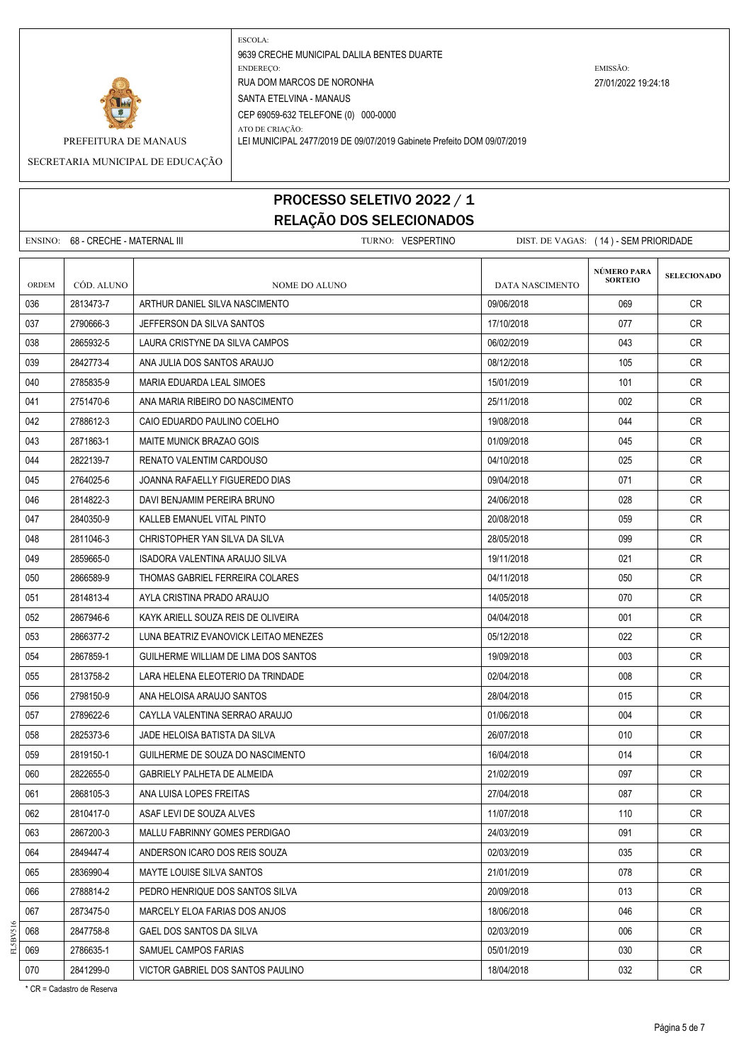PREFEITURA DE MANAUS

SECRETARIA MUNICIPAL DE EDUCAÇÃO

ESCOLA:
9639 CRECHE MUNICIPAL DALILA BENTES DUARTE
ENDEREÇO:
RUA DOM MARCOS DE NORONHA
SANTA ETELVINA - MANAUS
CEP 69059-632 TELEFONE (0) 000-0000
ATO DE CRIAÇÃO:
LEI MUNICIPAL 2477/2019 DE 09/07/2019 Gabinete Prefeito DOM 09/07/2019

EMISSÃO:
27/01/2022 19:24:18

# PROCESSO SELETIVO 2022 / 1
## RELAÇÃO DOS SELECIONADOS

ENSINO: 68 - CRECHE - MATERNAL III TURNO: VESPERTINO DIST. DE VAGAS: ( 14 ) - SEM PRIORIDADE

| ORDEM | CÓD. ALUNO | NOME DO ALUNO | DATA NASCIMENTO | NÚMERO PARA SORTEIO | SELECIONADO |
|---|---|---|---|---|---|
| 036 | 2813473-7 | ARTHUR DANIEL SILVA NASCIMENTO | 09/06/2018 | 069 | CR |
| 037 | 2790666-3 | JEFFERSON DA SILVA SANTOS | 17/10/2018 | 077 | CR |
| 038 | 2865932-5 | LAURA CRISTYNE DA SILVA CAMPOS | 06/02/2019 | 043 | CR |
| 039 | 2842773-4 | ANA JULIA DOS SANTOS ARAUJO | 08/12/2018 | 105 | CR |
| 040 | 2785835-9 | MARIA EDUARDA LEAL SIMOES | 15/01/2019 | 101 | CR |
| 041 | 2751470-6 | ANA MARIA RIBEIRO DO NASCIMENTO | 25/11/2018 | 002 | CR |
| 042 | 2788612-3 | CAIO EDUARDO PAULINO COELHO | 19/08/2018 | 044 | CR |
| 043 | 2871863-1 | MAITE MUNICK BRAZAO GOIS | 01/09/2018 | 045 | CR |
| 044 | 2822139-7 | RENATO VALENTIM CARDOUSO | 04/10/2018 | 025 | CR |
| 045 | 2764025-6 | JOANNA RAFAELLY FIGUEREDO DIAS | 09/04/2018 | 071 | CR |
| 046 | 2814822-3 | DAVI BENJAMIM PEREIRA BRUNO | 24/06/2018 | 028 | CR |
| 047 | 2840350-9 | KALLEB EMANUEL VITAL PINTO | 20/08/2018 | 059 | CR |
| 048 | 2811046-3 | CHRISTOPHER YAN SILVA DA SILVA | 28/05/2018 | 099 | CR |
| 049 | 2859665-0 | ISADORA VALENTINA ARAUJO SILVA | 19/11/2018 | 021 | CR |
| 050 | 2866589-9 | THOMAS GABRIEL FERREIRA COLARES | 04/11/2018 | 050 | CR |
| 051 | 2814813-4 | AYLA CRISTINA PRADO ARAUJO | 14/05/2018 | 070 | CR |
| 052 | 2867946-6 | KAYK ARIELL SOUZA REIS DE OLIVEIRA | 04/04/2018 | 001 | CR |
| 053 | 2866377-2 | LUNA BEATRIZ EVANOVICK LEITAO MENEZES | 05/12/2018 | 022 | CR |
| 054 | 2867859-1 | GUILHERME WILLIAM DE LIMA DOS SANTOS | 19/09/2018 | 003 | CR |
| 055 | 2813758-2 | LARA HELENA ELEOTERIO DA TRINDADE | 02/04/2018 | 008 | CR |
| 056 | 2798150-9 | ANA HELOISA ARAUJO SANTOS | 28/04/2018 | 015 | CR |
| 057 | 2789622-6 | CAYLLA VALENTINA SERRAO ARAUJO | 01/06/2018 | 004 | CR |
| 058 | 2825373-6 | JADE HELOISA BATISTA DA SILVA | 26/07/2018 | 010 | CR |
| 059 | 2819150-1 | GUILHERME DE SOUZA DO NASCIMENTO | 16/04/2018 | 014 | CR |
| 060 | 2822655-0 | GABRIELY PALHETA DE ALMEIDA | 21/02/2019 | 097 | CR |
| 061 | 2868105-3 | ANA LUISA LOPES FREITAS | 27/04/2018 | 087 | CR |
| 062 | 2810417-0 | ASAF LEVI DE SOUZA ALVES | 11/07/2018 | 110 | CR |
| 063 | 2867200-3 | MALLU FABRINNY GOMES PERDIGAO | 24/03/2019 | 091 | CR |
| 064 | 2849447-4 | ANDERSON ICARO DOS REIS SOUZA | 02/03/2019 | 035 | CR |
| 065 | 2836990-4 | MAYTE LOUISE SILVA SANTOS | 21/01/2019 | 078 | CR |
| 066 | 2788814-2 | PEDRO HENRIQUE DOS SANTOS SILVA | 20/09/2018 | 013 | CR |
| 067 | 2873475-0 | MARCELY ELOA FARIAS DOS ANJOS | 18/06/2018 | 046 | CR |
| 068 | 2847758-8 | GAEL DOS SANTOS DA SILVA | 02/03/2019 | 006 | CR |
| 069 | 2786635-1 | SAMUEL CAMPOS FARIAS | 05/01/2019 | 030 | CR |
| 070 | 2841299-0 | VICTOR GABRIEL DOS SANTOS PAULINO | 18/04/2018 | 032 | CR |

\* CR = Cadastro de Reserva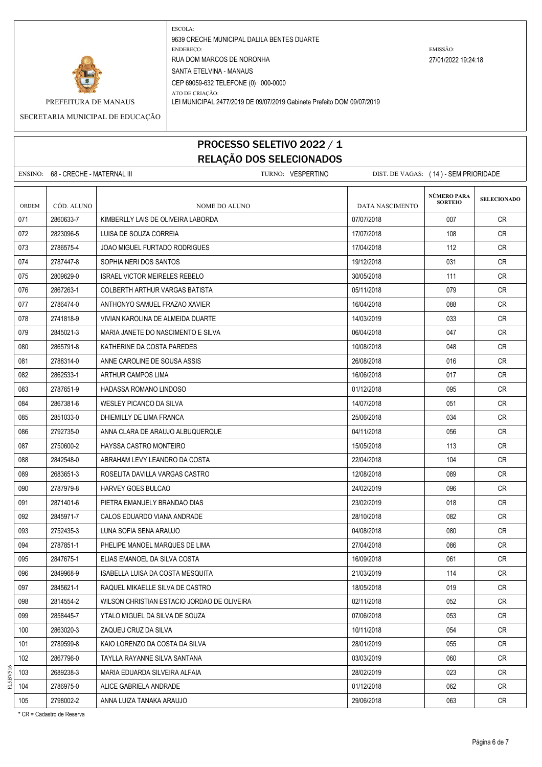PREFEITURA DE MANAUS

SECRETARIA MUNICIPAL DE EDUCAÇÃO

ESCOLA:
9639 CRECHE MUNICIPAL DALILA BENTES DUARTE
ENDEREÇO:
RUA DOM MARCOS DE NORONHA
SANTA ETELVINA - MANAUS
CEP 69059-632 TELEFONE (0) 000-0000
ATO DE CRIAÇÃO:
LEI MUNICIPAL 2477/2019 DE 09/07/2019 Gabinete Prefeito DOM 09/07/2019

EMISSÃO:
27/01/2022 19:24:18

# PROCESSO SELETIVO 2022 / 1
## RELAÇÃO DOS SELECIONADOS

ENSINO: 68 - CRECHE - MATERNAL III TURNO: VESPERTINO DIST. DE VAGAS: ( 14 ) - SEM PRIORIDADE

| ORDEM | CÓD. ALUNO | NOME DO ALUNO | DATA NASCIMENTO | NÚMERO PARA SORTEIO | SELECIONADO |
|---|---|---|---|---|---|
| 071 | 2860633-7 | KIMBERLLY LAIS DE OLIVEIRA LABORDA | 07/07/2018 | 007 | CR |
| 072 | 2823096-5 | LUISA DE SOUZA CORREIA | 17/07/2018 | 108 | CR |
| 073 | 2786575-4 | JOAO MIGUEL FURTADO RODRIGUES | 17/04/2018 | 112 | CR |
| 074 | 2787447-8 | SOPHIA NERI DOS SANTOS | 19/12/2018 | 031 | CR |
| 075 | 2809629-0 | ISRAEL VICTOR MEIRELES REBELO | 30/05/2018 | 111 | CR |
| 076 | 2867263-1 | COLBERTH ARTHUR VARGAS BATISTA | 05/11/2018 | 079 | CR |
| 077 | 2786474-0 | ANTHONYO SAMUEL FRAZAO XAVIER | 16/04/2018 | 088 | CR |
| 078 | 2741818-9 | VIVIAN KAROLINA DE ALMEIDA DUARTE | 14/03/2019 | 033 | CR |
| 079 | 2845021-3 | MARIA JANETE DO NASCIMENTO E SILVA | 06/04/2018 | 047 | CR |
| 080 | 2865791-8 | KATHERINE DA COSTA PAREDES | 10/08/2018 | 048 | CR |
| 081 | 2788314-0 | ANNE CAROLINE DE SOUSA ASSIS | 26/08/2018 | 016 | CR |
| 082 | 2862533-1 | ARTHUR CAMPOS LIMA | 16/06/2018 | 017 | CR |
| 083 | 2787651-9 | HADASSA ROMANO LINDOSO | 01/12/2018 | 095 | CR |
| 084 | 2867381-6 | WESLEY PICANCO DA SILVA | 14/07/2018 | 051 | CR |
| 085 | 2851033-0 | DHIEMILLY DE LIMA FRANCA | 25/06/2018 | 034 | CR |
| 086 | 2792735-0 | ANNA CLARA DE ARAUJO ALBUQUERQUE | 04/11/2018 | 056 | CR |
| 087 | 2750600-2 | HAYSSA CASTRO MONTEIRO | 15/05/2018 | 113 | CR |
| 088 | 2842548-0 | ABRAHAM LEVY LEANDRO DA COSTA | 22/04/2018 | 104 | CR |
| 089 | 2683651-3 | ROSELITA DAVILLA VARGAS CASTRO | 12/08/2018 | 089 | CR |
| 090 | 2787979-8 | HARVEY GOES BULCAO | 24/02/2019 | 096 | CR |
| 091 | 2871401-6 | PIETRA EMANUELY BRANDAO DIAS | 23/02/2019 | 018 | CR |
| 092 | 2845971-7 | CALOS EDUARDO VIANA ANDRADE | 28/10/2018 | 082 | CR |
| 093 | 2752435-3 | LUNA SOFIA SENA ARAUJO | 04/08/2018 | 080 | CR |
| 094 | 2787851-1 | PHELIPE MANOEL MARQUES DE LIMA | 27/04/2018 | 086 | CR |
| 095 | 2847675-1 | ELIAS EMANOEL DA SILVA COSTA | 16/09/2018 | 061 | CR |
| 096 | 2849968-9 | ISABELLA LUISA DA COSTA MESQUITA | 21/03/2019 | 114 | CR |
| 097 | 2845621-1 | RAQUEL MIKAELLE SILVA DE CASTRO | 18/05/2018 | 019 | CR |
| 098 | 2814554-2 | WILSON CHRISTIAN ESTACIO JORDAO DE OLIVEIRA | 02/11/2018 | 052 | CR |
| 099 | 2858445-7 | YTALO MIGUEL DA SILVA DE SOUZA | 07/06/2018 | 053 | CR |
| 100 | 2863020-3 | ZAQUEU CRUZ DA SILVA | 10/11/2018 | 054 | CR |
| 101 | 2789599-8 | KAIO LORENZO DA COSTA DA SILVA | 28/01/2019 | 055 | CR |
| 102 | 2867796-0 | TAYLLA RAYANNE SILVA SANTANA | 03/03/2019 | 060 | CR |
| 103 | 2689238-3 | MARIA EDUARDA SILVEIRA ALFAIA | 28/02/2019 | 023 | CR |
| 104 | 2786975-0 | ALICE GABRIELA ANDRADE | 01/12/2018 | 062 | CR |
| 105 | 2798002-2 | ANNA LUIZA TANAKA ARAUJO | 29/06/2018 | 063 | CR |

* CR = Cadastro de Reserva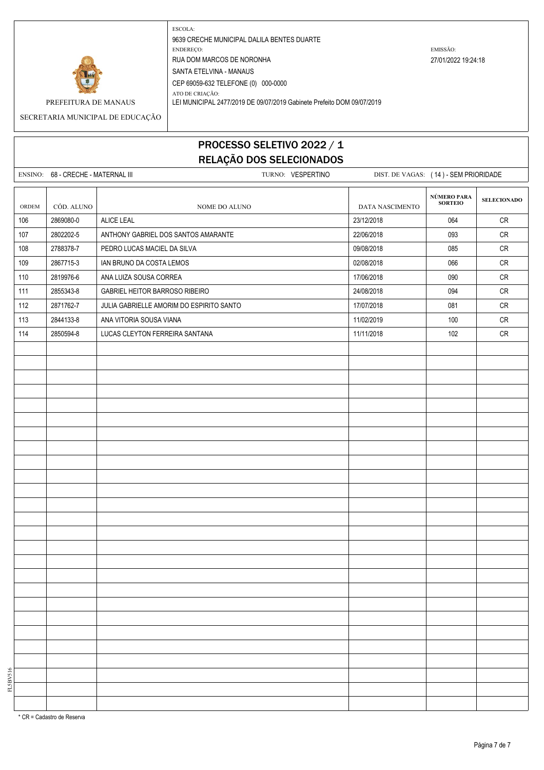PREFEITURA DE MANAUS

SECRETARIA MUNICIPAL DE EDUCAÇÃO

ESCOLA:
9639 CRECHE MUNICIPAL DALILA BENTES DUARTE
ENDEREÇO:
RUA DOM MARCOS DE NORONHA
SANTA ETELVINA - MANAUS
CEP 69059-632 TELEFONE (0) 000-0000
ATO DE CRIAÇÃO:
LEI MUNICIPAL 2477/2019 DE 09/07/2019 Gabinete Prefeito DOM 09/07/2019

EMISSÃO:
27/01/2022 19:24:18

# PROCESSO SELETIVO 2022 / 1
## RELAÇÃO DOS SELECIONADOS

ENSINO: 68 - CRECHE - MATERNAL III    TURNO: VESPERTINO    DIST. DE VAGAS: ( 14 ) - SEM PRIORIDADE

| ORDEM | CÓD. ALUNO | NOME DO ALUNO | DATA NASCIMENTO | NÚMERO PARA SORTEIO | SELECIONADO |
|---|---|---|---|---|---|
| 106 | 2869080-0 | ALICE LEAL | 23/12/2018 | 064 | CR |
| 107 | 2802202-5 | ANTHONY GABRIEL DOS SANTOS AMARANTE | 22/06/2018 | 093 | CR |
| 108 | 2788378-7 | PEDRO LUCAS MACIEL DA SILVA | 09/08/2018 | 085 | CR |
| 109 | 2867715-3 | IAN BRUNO DA COSTA LEMOS | 02/08/2018 | 066 | CR |
| 110 | 2819976-6 | ANA LUIZA SOUSA CORREA | 17/06/2018 | 090 | CR |
| 111 | 2855343-8 | GABRIEL HEITOR BARROSO RIBEIRO | 24/08/2018 | 094 | CR |
| 112 | 2871762-7 | JULIA GABRIELLE AMORIM DO ESPIRITO SANTO | 17/07/2018 | 081 | CR |
| 113 | 2844133-8 | ANA VITORIA SOUSA VIANA | 11/02/2019 | 100 | CR |
| 114 | 2850594-8 | LUCAS CLEYTON FERREIRA SANTANA | 11/11/2018 | 102 | CR |

\* CR = Cadastro de Reserva